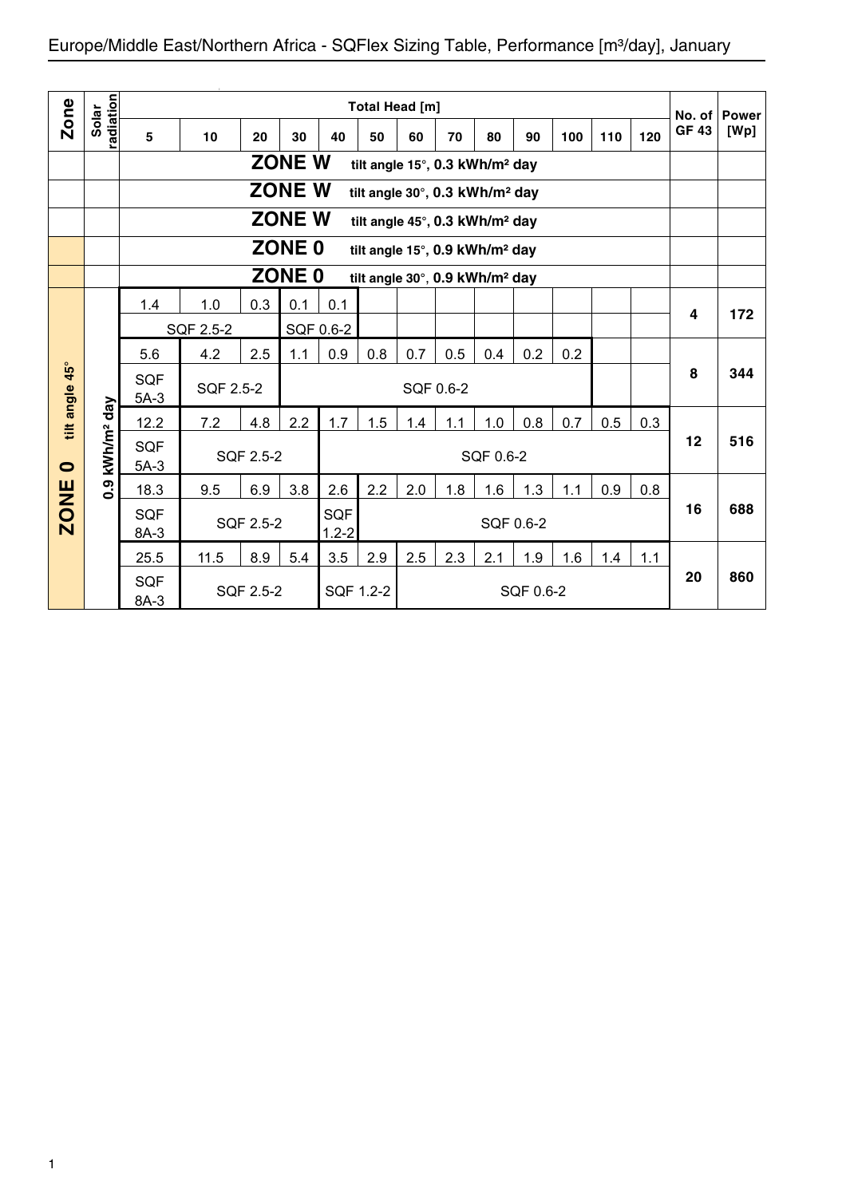# Europe/Middle East/Northern Africa - SQFlex Sizing Table, Performance [m³/day], January

| Zone | Solar radiation | Total Head [m] 5 | 10 | 20 | 30 | 40 | 50 | 60 | 70 | 80 | 90 | 100 | 110 | 120 | No. of GF 43 | Power [Wp] |
|---|---|---|---|---|---|---|---|---|---|---|---|---|---|---|---|---|
| | | ZONE W tilt angle 15°, 0.3 kWh/m² day | | | | | | | | | | | | | | |
| | | ZONE W tilt angle 30°, 0.3 kWh/m² day | | | | | | | | | | | | | | |
| | | ZONE W tilt angle 45°, 0.3 kWh/m² day | | | | | | | | | | | | | | |
| | | ZONE 0 tilt angle 15°, 0.9 kWh/m² day | | | | | | | | | | | | | | |
| | | ZONE 0 tilt angle 30°, 0.9 kWh/m² day | | | | | | | | | | | | | | |
| ZONE 0 tilt angle 45° | 0.9 kWh/m² day | 1.4 | 1.0 | 0.3 | 0.1 | 0.1 | | | | | | | | | 4 | 172 |
| | | SQF 2.5-2 | | | SQF 0.6-2 | | | | | | | | | | | |
| | | 5.6 | 4.2 | 2.5 | 1.1 | 0.9 | 0.8 | 0.7 | 0.5 | 0.4 | 0.2 | 0.2 | | | 8 | 344 |
| | | SQF 5A-3 | SQF 2.5-2 | | SQF 0.6-2 | | | | | | | | | | | |
| | | 12.2 | 7.2 | 4.8 | 2.2 | 1.7 | 1.5 | 1.4 | 1.1 | 1.0 | 0.8 | 0.7 | 0.5 | 0.3 | 12 | 516 |
| | | SQF 5A-3 | SQF 2.5-2 | | | SQF 0.6-2 | | | | | | | | | | |
| | | 18.3 | 9.5 | 6.9 | 3.8 | 2.6 | 2.2 | 2.0 | 1.8 | 1.6 | 1.3 | 1.1 | 0.9 | 0.8 | 16 | 688 |
| | | SQF 8A-3 | SQF 2.5-2 | | | SQF 1.2-2 | SQF 0.6-2 | | | | | | | | | |
| | | 25.5 | 11.5 | 8.9 | 5.4 | 3.5 | 2.9 | 2.5 | 2.3 | 2.1 | 1.9 | 1.6 | 1.4 | 1.1 | 20 | 860 |
| | | SQF 8A-3 | SQF 2.5-2 | | | SQF 1.2-2 | | SQF 0.6-2 | | | | | | | | |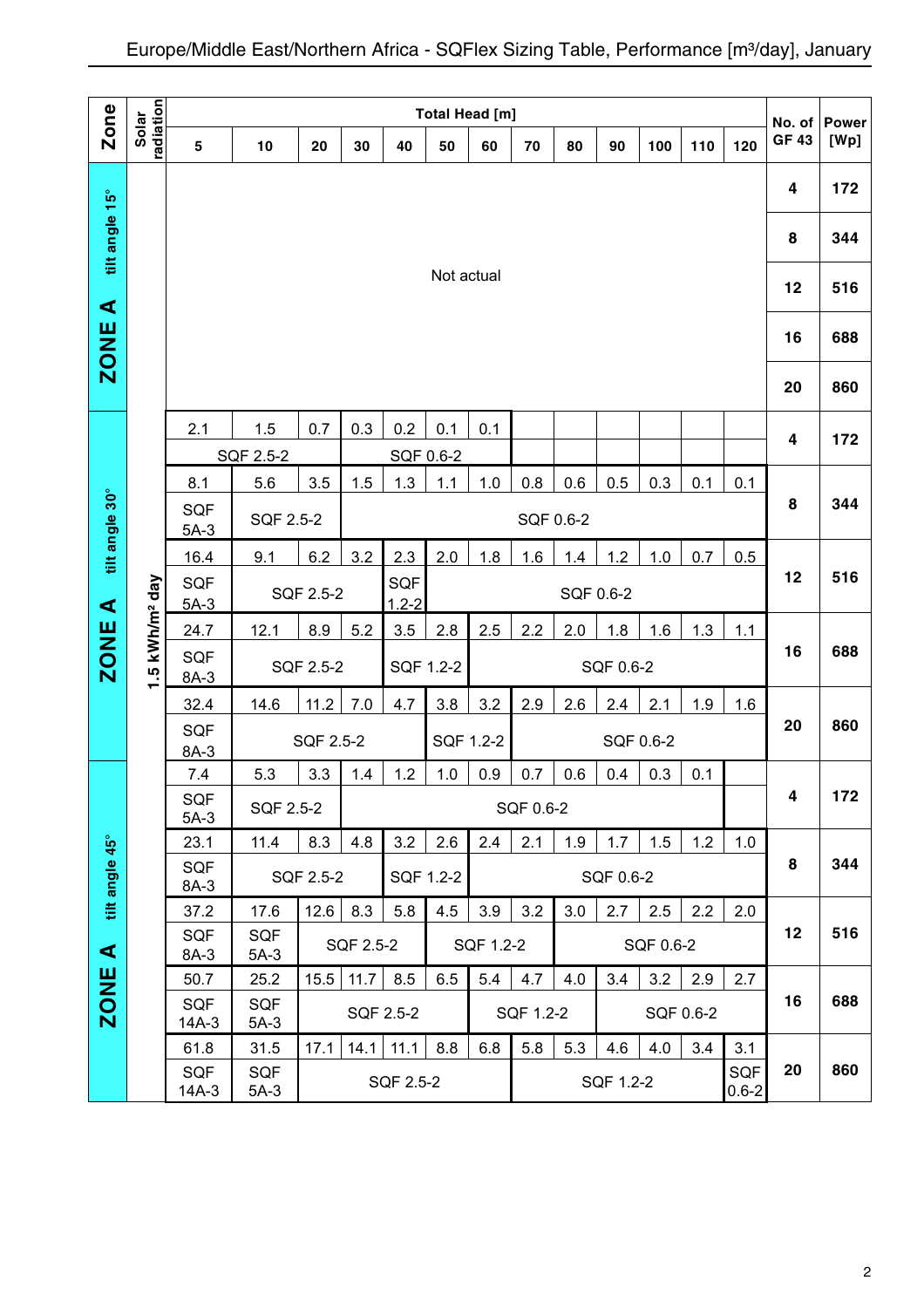# Europe/Middle East/Northern Africa - SQFlex Sizing Table, Performance [m³/day], January

| Zone | Solar radiation | 5 | 10 | 20 | 30 | 40 | 50 | 60 | 70 | 80 | 90 | 100 | 110 | 120 | No. of GF 43 | Power [Wp] |
|---|---|---|---|---|---|---|---|---|---|---|---|---|---|---|---|---|
| | | Total Head [m] | | | | | | | | | | | | | | |
| ZONE A tilt angle 15° | | Not actual | | | | | | | | | | | | | 4 | 172 |
| | | | | | | | | | | | | | | | 8 | 344 |
| | | | | | | | | | | | | | | | 12 | 516 |
| | | | | | | | | | | | | | | | 16 | 688 |
| | | | | | | | | | | | | | | | 20 | 860 |
| ZONE A tilt angle 30° | 1.5 kWh/m² day | 2.1 | 1.5 | 0.7 | 0.3 | 0.2 | 0.1 | 0.1 | | | | | | | 4 | 172 |
| | | SQF 2.5-2 | | | SQF 0.6-2 | | | | | | | | | | | |
| | | 8.1 | 5.6 | 3.5 | 1.5 | 1.3 | 1.1 | 1.0 | 0.8 | 0.6 | 0.5 | 0.3 | 0.1 | 0.1 | 8 | 344 |
| | | SQF 5A-3 | SQF 2.5-2 | | SQF 0.6-2 | | | | | | | | | | | |
| | | 16.4 | 9.1 | 6.2 | 3.2 | 2.3 | 2.0 | 1.8 | 1.6 | 1.4 | 1.2 | 1.0 | 0.7 | 0.5 | 12 | 516 |
| | | SQF 5A-3 | SQF 2.5-2 | | | SQF 1.2-2 | SQF 0.6-2 | | | | | | | | | |
| | | 24.7 | 12.1 | 8.9 | 5.2 | 3.5 | 2.8 | 2.5 | 2.2 | 2.0 | 1.8 | 1.6 | 1.3 | 1.1 | 16 | 688 |
| | | SQF 8A-3 | SQF 2.5-2 | | | SQF 1.2-2 | | SQF 0.6-2 | | | | | | | | |
| | | 32.4 | 14.6 | 11.2 | 7.0 | 4.7 | 3.8 | 3.2 | 2.9 | 2.6 | 2.4 | 2.1 | 1.9 | 1.6 | 20 | 860 |
| | | SQF 8A-3 | SQF 2.5-2 | | | | SQF 1.2-2 | | SQF 0.6-2 | | | | | | | |
| ZONE A tilt angle 45° | | 7.4 | 5.3 | 3.3 | 1.4 | 1.2 | 1.0 | 0.9 | 0.7 | 0.6 | 0.4 | 0.3 | 0.1 | | 4 | 172 |
| | | SQF 5A-3 | SQF 2.5-2 | | SQF 0.6-2 | | | | | | | | | | | |
| | | 23.1 | 11.4 | 8.3 | 4.8 | 3.2 | 2.6 | 2.4 | 2.1 | 1.9 | 1.7 | 1.5 | 1.2 | 1.0 | 8 | 344 |
| | | SQF 8A-3 | SQF 2.5-2 | | | SQF 1.2-2 | | SQF 0.6-2 | | | | | | | | |
| | | 37.2 | 17.6 | 12.6 | 8.3 | 5.8 | 4.5 | 3.9 | 3.2 | 3.0 | 2.7 | 2.5 | 2.2 | 2.0 | 12 | 516 |
| | | SQF 8A-3 | SQF 5A-3 | SQF 2.5-2 | | | SQF 1.2-2 | | | SQF 0.6-2 | | | | | | |
| | | 50.7 | 25.2 | 15.5 | 11.7 | 8.5 | 6.5 | 5.4 | 4.7 | 4.0 | 3.4 | 3.2 | 2.9 | 2.7 | 16 | 688 |
| | | SQF 14A-3 | SQF 5A-3 | SQF 2.5-2 | | | | SQF 1.2-2 | | | SQF 0.6-2 | | | | | |
| | | 61.8 | 31.5 | 17.1 | 14.1 | 11.1 | 8.8 | 6.8 | 5.8 | 5.3 | 4.6 | 4.0 | 3.4 | 3.1 | 20 | 860 |
| | | SQF 14A-3 | SQF 5A-3 | SQF 2.5-2 | | | | | SQF 1.2-2 | | | | | SQF 0.6-2 | | |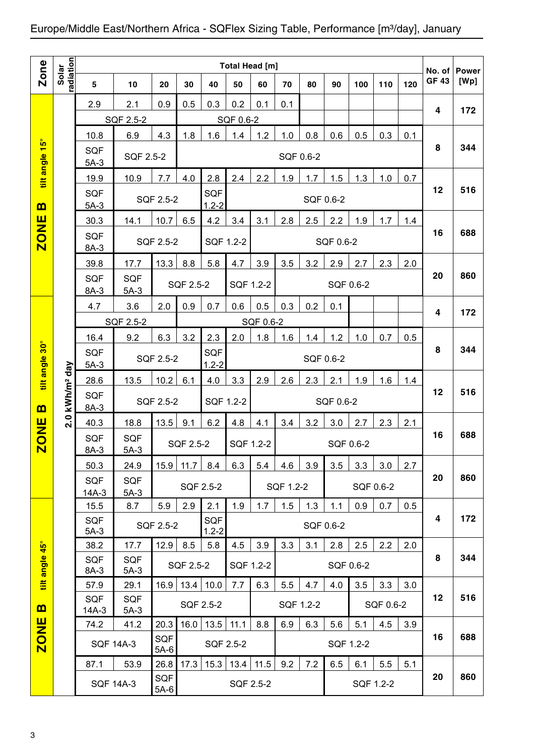## Europe/Middle East/Northern Africa - SQFlex Sizing Table, Performance [m³/day], January

| Zone | Solar radiation | 5 | 10 | 20 | 30 | 40 | 50 | 60 | 70 | 80 | 90 | 100 | 110 | 120 | No. of GF 43 | Power [Wp] |
|---|---|---|---|---|---|---|---|---|---|---|---|---|---|---|---|---|
| | | Total Head [m] | | | | | | | | | | | | | | |
| ZONE B tilt angle 15° | 2.0 kWh/m² day | 2.9 | 2.1 | 0.9 | 0.5 | 0.3 | 0.2 | 0.1 | 0.1 | | | | | | 4 | 172 |
| | | SQF 2.5-2 | | | SQF 0.6-2 | | | | | | | | | | | |
| | | 10.8 | 6.9 | 4.3 | 1.8 | 1.6 | 1.4 | 1.2 | 1.0 | 0.8 | 0.6 | 0.5 | 0.3 | 0.1 | 8 | 344 |
| | | SQF 5A-3 | SQF 2.5-2 | | SQF 0.6-2 | | | | | | | | | | | |
| | | 19.9 | 10.9 | 7.7 | 4.0 | 2.8 | 2.4 | 2.2 | 1.9 | 1.7 | 1.5 | 1.3 | 1.0 | 0.7 | 12 | 516 |
| | | SQF 5A-3 | SQF 2.5-2 | | | SQF 1.2-2 | SQF 0.6-2 | | | | | | | | | |
| | | 30.3 | 14.1 | 10.7 | 6.5 | 4.2 | 3.4 | 3.1 | 2.8 | 2.5 | 2.2 | 1.9 | 1.7 | 1.4 | 16 | 688 |
| | | SQF 8A-3 | SQF 2.5-2 | | | SQF 1.2-2 | | SQF 0.6-2 | | | | | | | | |
| | | 39.8 | 17.7 | 13.3 | 8.8 | 5.8 | 4.7 | 3.9 | 3.5 | 3.2 | 2.9 | 2.7 | 2.3 | 2.0 | 20 | 860 |
| | | SQF 8A-3 | SQF 5A-3 | SQF 2.5-2 | | | SQF 1.2-2 | | SQF 0.6-2 | | | | | | | |
| ZONE B tilt angle 30° | 2.0 kWh/m² day | 4.7 | 3.6 | 2.0 | 0.9 | 0.7 | 0.6 | 0.5 | 0.3 | 0.2 | 0.1 | | | | 4 | 172 |
| | | SQF 2.5-2 | | | SQF 0.6-2 | | | | | | | | | | | |
| | | 16.4 | 9.2 | 6.3 | 3.2 | 2.3 | 2.0 | 1.8 | 1.6 | 1.4 | 1.2 | 1.0 | 0.7 | 0.5 | 8 | 344 |
| | | SQF 5A-3 | SQF 2.5-2 | | | SQF 1.2-2 | SQF 0.6-2 | | | | | | | | | |
| | | 28.6 | 13.5 | 10.2 | 6.1 | 4.0 | 3.3 | 2.9 | 2.6 | 2.3 | 2.1 | 1.9 | 1.6 | 1.4 | 12 | 516 |
| | | SQF 8A-3 | SQF 2.5-2 | | | SQF 1.2-2 | | SQF 0.6-2 | | | | | | | | |
| | | 40.3 | 18.8 | 13.5 | 9.1 | 6.2 | 4.8 | 4.1 | 3.4 | 3.2 | 3.0 | 2.7 | 2.3 | 2.1 | 16 | 688 |
| | | SQF 8A-3 | SQF 5A-3 | SQF 2.5-2 | | | SQF 1.2-2 | | SQF 0.6-2 | | | | | | | |
| | | 50.3 | 24.9 | 15.9 | 11.7 | 8.4 | 6.3 | 5.4 | 4.6 | 3.9 | 3.5 | 3.3 | 3.0 | 2.7 | 20 | 860 |
| | | SQF 14A-3 | SQF 5A-3 | SQF 2.5-2 | | | | SQF 1.2-2 | | | SQF 0.6-2 | | | | | |
| ZONE B tilt angle 45° | 2.0 kWh/m² day | 15.5 | 8.7 | 5.9 | 2.9 | 2.1 | 1.9 | 1.7 | 1.5 | 1.3 | 1.1 | 0.9 | 0.7 | 0.5 | 4 | 172 |
| | | SQF 5A-3 | SQF 2.5-2 | | | SQF 1.2-2 | SQF 0.6-2 | | | | | | | | | |
| | | 38.2 | 17.7 | 12.9 | 8.5 | 5.8 | 4.5 | 3.9 | 3.3 | 3.1 | 2.8 | 2.5 | 2.2 | 2.0 | 8 | 344 |
| | | SQF 8A-3 | SQF 5A-3 | SQF 2.5-2 | | | SQF 1.2-2 | | SQF 0.6-2 | | | | | | | |
| | | 57.9 | 29.1 | 16.9 | 13.4 | 10.0 | 7.7 | 6.3 | 5.5 | 4.7 | 4.0 | 3.5 | 3.3 | 3.0 | 12 | 516 |
| | | SQF 14A-3 | SQF 5A-3 | SQF 2.5-2 | | | | SQF 1.2-2 | | | | SQF 0.6-2 | | | | |
| | | 74.2 | 41.2 | 20.3 | 16.0 | 13.5 | 11.1 | 8.8 | 6.9 | 6.3 | 5.6 | 5.1 | 4.5 | 3.9 | 16 | 688 |
| | | SQF 14A-3 | | SQF 5A-6 | SQF 2.5-2 | | | | SQF 1.2-2 | | | | | | | |
| | | 87.1 | 53.9 | 26.8 | 17.3 | 15.3 | 13.4 | 11.5 | 9.2 | 7.2 | 6.5 | 6.1 | 5.5 | 5.1 | 20 | 860 |
| | | SQF 14A-3 | | SQF 5A-6 | SQF 2.5-2 | | | | | | SQF 1.2-2 | | | | | |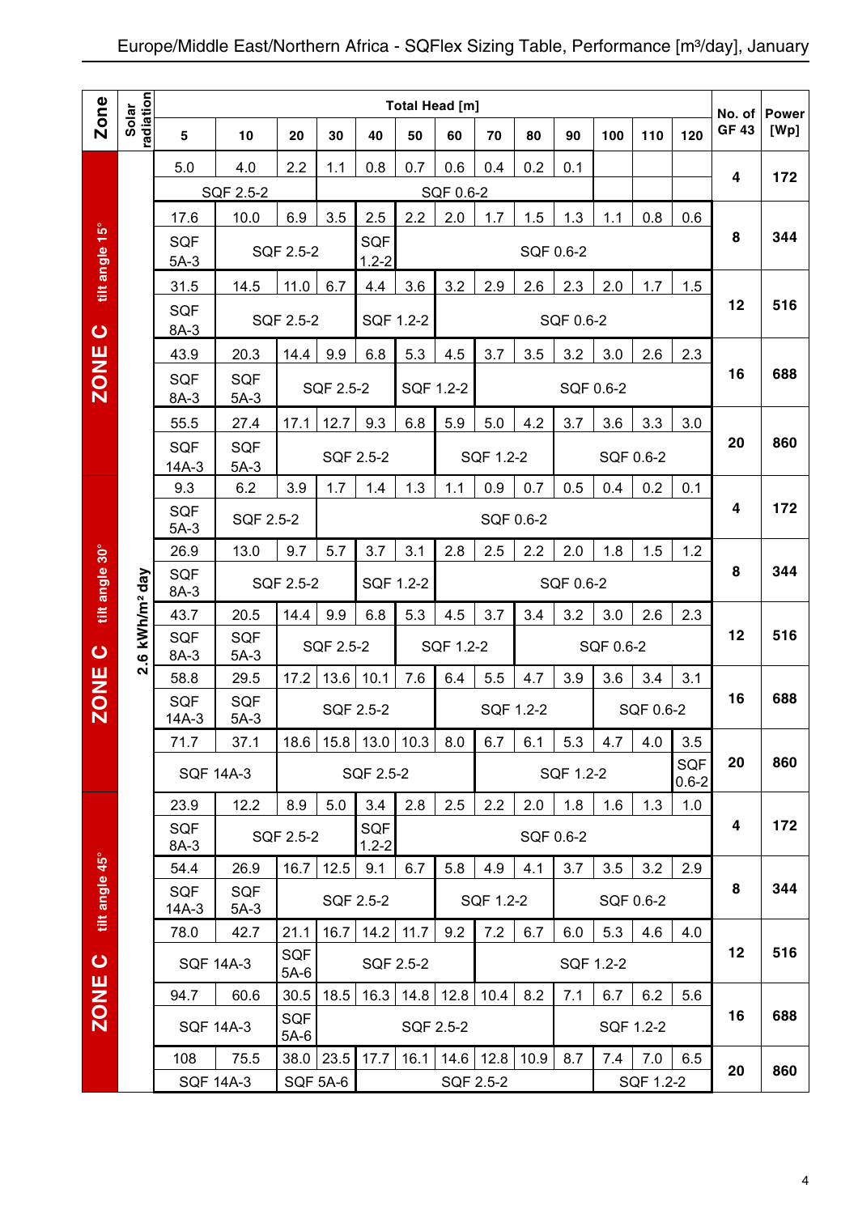## Europe/Middle East/Northern Africa - SQFlex Sizing Table, Performance [m³/day], January

| Zone | Solar radiation | 5 | 10 | 20 | 30 | 40 | 50 | 60 | 70 | 80 | 90 | 100 | 110 | 120 | No. of GF 43 | Power [Wp] |
|---|---|---|---|---|---|---|---|---|---|---|---|---|---|---|---|---|
| | | **Total Head [m]** | | | | | | | | | | | | | | |
| ZONE C tilt angle 15° | 2.6 kWh/m² day | 5.0 | 4.0 | 2.2 | 1.1 | 0.8 | 0.7 | 0.6 | 0.4 | 0.2 | 0.1 | | | | 4 | 172 |
| | | SQF 2.5-2 | | | SQF 0.6-2 | | | | | | | | | | | |
| | | 17.6 | 10.0 | 6.9 | 3.5 | 2.5 | 2.2 | 2.0 | 1.7 | 1.5 | 1.3 | 1.1 | 0.8 | 0.6 | 8 | 344 |
| | | SQF 5A-3 | SQF 2.5-2 | | | SQF 1.2-2 | SQF 0.6-2 | | | | | | | | | |
| | | 31.5 | 14.5 | 11.0 | 6.7 | 4.4 | 3.6 | 3.2 | 2.9 | 2.6 | 2.3 | 2.0 | 1.7 | 1.5 | 12 | 516 |
| | | SQF 8A-3 | SQF 2.5-2 | | | SQF 1.2-2 | | SQF 0.6-2 | | | | | | | | |
| | | 43.9 | 20.3 | 14.4 | 9.9 | 6.8 | 5.3 | 4.5 | 3.7 | 3.5 | 3.2 | 3.0 | 2.6 | 2.3 | 16 | 688 |
| | | SQF 8A-3 | SQF 5A-3 | SQF 2.5-2 | | | SQF 1.2-2 | | SQF 0.6-2 | | | | | | | |
| | | 55.5 | 27.4 | 17.1 | 12.7 | 9.3 | 6.8 | 5.9 | 5.0 | 4.2 | 3.7 | 3.6 | 3.3 | 3.0 | 20 | 860 |
| | | SQF 14A-3 | SQF 5A-3 | SQF 2.5-2 | | | | SQF 1.2-2 | | | SQF 0.6-2 | | | | | |
| ZONE C tilt angle 30° | 2.6 kWh/m² day | 9.3 | 6.2 | 3.9 | 1.7 | 1.4 | 1.3 | 1.1 | 0.9 | 0.7 | 0.5 | 0.4 | 0.2 | 0.1 | 4 | 172 |
| | | SQF 5A-3 | SQF 2.5-2 | | SQF 0.6-2 | | | | | | | | | | | |
| | | 26.9 | 13.0 | 9.7 | 5.7 | 3.7 | 3.1 | 2.8 | 2.5 | 2.2 | 2.0 | 1.8 | 1.5 | 1.2 | 8 | 344 |
| | | SQF 8A-3 | SQF 2.5-2 | | | SQF 1.2-2 | | SQF 0.6-2 | | | | | | | | |
| | | 43.7 | 20.5 | 14.4 | 9.9 | 6.8 | 5.3 | 4.5 | 3.7 | 3.4 | 3.2 | 3.0 | 2.6 | 2.3 | 12 | 516 |
| | | SQF 8A-3 | SQF 5A-3 | SQF 2.5-2 | | | SQF 1.2-2 | | | SQF 0.6-2 | | | | | | |
| | | 58.8 | 29.5 | 17.2 | 13.6 | 10.1 | 7.6 | 6.4 | 5.5 | 4.7 | 3.9 | 3.6 | 3.4 | 3.1 | 16 | 688 |
| | | SQF 14A-3 | SQF 5A-3 | SQF 2.5-2 | | | | SQF 1.2-2 | | | | SQF 0.6-2 | | | | |
| | | 71.7 | 37.1 | 18.6 | 15.8 | 13.0 | 10.3 | 8.0 | 6.7 | 6.1 | 5.3 | 4.7 | 4.0 | 3.5 | 20 | 860 |
| | | SQF 14A-3 | | SQF 2.5-2 | | | | | SQF 1.2-2 | | | | | SQF 0.6-2 | | |
| ZONE C tilt angle 45° | 2.6 kWh/m² day | 23.9 | 12.2 | 8.9 | 5.0 | 3.4 | 2.8 | 2.5 | 2.2 | 2.0 | 1.8 | 1.6 | 1.3 | 1.0 | 4 | 172 |
| | | SQF 8A-3 | SQF 2.5-2 | | | SQF 1.2-2 | SQF 0.6-2 | | | | | | | | | |
| | | 54.4 | 26.9 | 16.7 | 12.5 | 9.1 | 6.7 | 5.8 | 4.9 | 4.1 | 3.7 | 3.5 | 3.2 | 2.9 | 8 | 344 |
| | | SQF 14A-3 | SQF 5A-3 | SQF 2.5-2 | | | | SQF 1.2-2 | | | SQF 0.6-2 | | | | | |
| | | 78.0 | 42.7 | 21.1 | 16.7 | 14.2 | 11.7 | 9.2 | 7.2 | 6.7 | 6.0 | 5.3 | 4.6 | 4.0 | 12 | 516 |
| | | SQF 14A-3 | | SQF 5A-6 | SQF 2.5-2 | | | | SQF 1.2-2 | | | | | | | |
| | | 94.7 | 60.6 | 30.5 | 18.5 | 16.3 | 14.8 | 12.8 | 10.4 | 8.2 | 7.1 | 6.7 | 6.2 | 5.6 | 16 | 688 |
| | | SQF 14A-3 | | SQF 5A-6 | SQF 2.5-2 | | | | | | SQF 1.2-2 | | | | | |
| | | 108 | 75.5 | 38.0 | 23.5 | 17.7 | 16.1 | 14.6 | 12.8 | 10.9 | 8.7 | 7.4 | 7.0 | 6.5 | 20 | 860 |
| | | SQF 14A-3 | | SQF 5A-6 | | SQF 2.5-2 | | | | | | SQF 1.2-2 | | | | |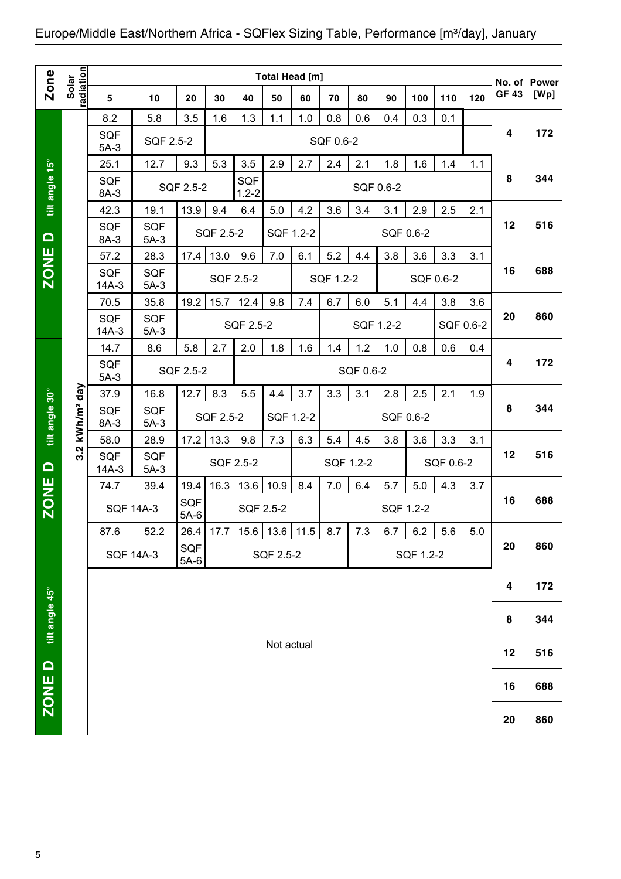# Europe/Middle East/Northern Africa - SQFlex Sizing Table, Performance [m³/day], January

| Zone | Solar radiation | 5 | 10 | 20 | 30 | 40 | 50 | 60 | 70 | 80 | 90 | 100 | 110 | 120 | No. of GF 43 | Power [Wp] |
|---|---|---|---|---|---|---|---|---|---|---|---|---|---|---|---|---|
| | | Total Head [m] | | | | | | | | | | | | | | |
| ZONE D tilt angle 15° | 3.2 kWh/m² day | 8.2 | 5.8 | 3.5 | 1.6 | 1.3 | 1.1 | 1.0 | 0.8 | 0.6 | 0.4 | 0.3 | 0.1 | | 4 | 172 |
| | | SQF 5A-3 | SQF 2.5-2 | | SQF 0.6-2 | | | | | | | | | | | |
| | | 25.1 | 12.7 | 9.3 | 5.3 | 3.5 | 2.9 | 2.7 | 2.4 | 2.1 | 1.8 | 1.6 | 1.4 | 1.1 | 8 | 344 |
| | | SQF 8A-3 | SQF 2.5-2 | | | SQF 1.2-2 | SQF 0.6-2 | | | | | | | | | |
| | | 42.3 | 19.1 | 13.9 | 9.4 | 6.4 | 5.0 | 4.2 | 3.6 | 3.4 | 3.1 | 2.9 | 2.5 | 2.1 | 12 | 516 |
| | | SQF 8A-3 | SQF 5A-3 | SQF 2.5-2 | | | SQF 1.2-2 | | SQF 0.6-2 | | | | | | | |
| | | 57.2 | 28.3 | 17.4 | 13.0 | 9.6 | 7.0 | 6.1 | 5.2 | 4.4 | 3.8 | 3.6 | 3.3 | 3.1 | 16 | 688 |
| | | SQF 14A-3 | SQF 5A-3 | SQF 2.5-2 | | | | SQF 1.2-2 | | | SQF 0.6-2 | | | | | |
| | | 70.5 | 35.8 | 19.2 | 15.7 | 12.4 | 9.8 | 7.4 | 6.7 | 6.0 | 5.1 | 4.4 | 3.8 | 3.6 | 20 | 860 |
| | | SQF 14A-3 | SQF 5A-3 | SQF 2.5-2 | | | | | SQF 1.2-2 | | | | SQF 0.6-2 | | | |
| ZONE D tilt angle 30° | 3.2 kWh/m² day | 14.7 | 8.6 | 5.8 | 2.7 | 2.0 | 1.8 | 1.6 | 1.4 | 1.2 | 1.0 | 0.8 | 0.6 | 0.4 | 4 | 172 |
| | | SQF 5A-3 | SQF 2.5-2 | | | SQF 0.6-2 | | | | | | | | | | |
| | | 37.9 | 16.8 | 12.7 | 8.3 | 5.5 | 4.4 | 3.7 | 3.3 | 3.1 | 2.8 | 2.5 | 2.1 | 1.9 | 8 | 344 |
| | | SQF 8A-3 | SQF 5A-3 | SQF 2.5-2 | | | SQF 1.2-2 | | SQF 0.6-2 | | | | | | | |
| | | 58.0 | 28.9 | 17.2 | 13.3 | 9.8 | 7.3 | 6.3 | 5.4 | 4.5 | 3.8 | 3.6 | 3.3 | 3.1 | 12 | 516 |
| | | SQF 14A-3 | SQF 5A-3 | SQF 2.5-2 | | | | SQF 1.2-2 | | | | SQF 0.6-2 | | | | |
| | | 74.7 | 39.4 | 19.4 | 16.3 | 13.6 | 10.9 | 8.4 | 7.0 | 6.4 | 5.7 | 5.0 | 4.3 | 3.7 | 16 | 688 |
| | | SQF 14A-3 | | SQF 5A-6 | SQF 2.5-2 | | | | SQF 1.2-2 | | | | | | | |
| | | 87.6 | 52.2 | 26.4 | 17.7 | 15.6 | 13.6 | 11.5 | 8.7 | 7.3 | 6.7 | 6.2 | 5.6 | 5.0 | 20 | 860 |
| | | SQF 14A-3 | | SQF 5A-6 | SQF 2.5-2 | | | | | SQF 1.2-2 | | | | | | |
| ZONE D tilt angle 45° | | Not actual | | | | | | | | | | | | | 4 | 172 |
| | | | | | | | | | | | | | | | 8 | 344 |
| | | | | | | | | | | | | | | | 12 | 516 |
| | | | | | | | | | | | | | | | 16 | 688 |
| | | | | | | | | | | | | | | | 20 | 860 |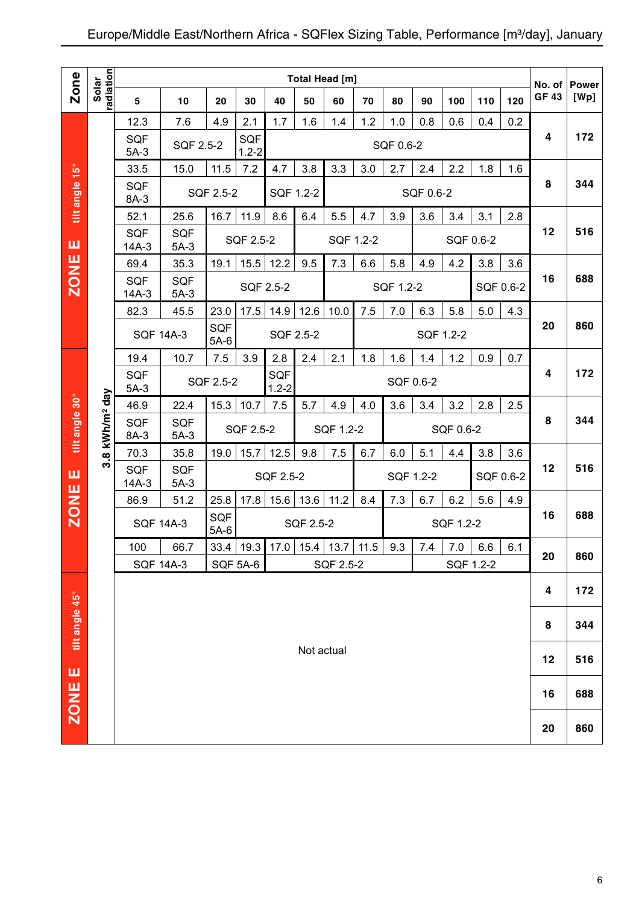# Europe/Middle East/Northern Africa - SQFlex Sizing Table, Performance [m³/day], January

| Zone | Solar radiation | Total Head [m] 5 | 10 | 20 | 30 | 40 | 50 | 60 | 70 | 80 | 90 | 100 | 110 | 120 | No. of GF 43 | Power [Wp] |
|---|---|---|---|---|---|---|---|---|---|---|---|---|---|---|---|---|
| ZONE E tilt angle 15° | 3.8 kWh/m² day | 12.3 | 7.6 | 4.9 | 2.1 | 1.7 | 1.6 | 1.4 | 1.2 | 1.0 | 0.8 | 0.6 | 0.4 | 0.2 | 4 | 172 |
| | | SQF 5A-3 | SQF 2.5-2 | | SQF 1.2-2 | SQF 0.6-2 | | | | | | | | | | |
| | | 33.5 | 15.0 | 11.5 | 7.2 | 4.7 | 3.8 | 3.3 | 3.0 | 2.7 | 2.4 | 2.2 | 1.8 | 1.6 | 8 | 344 |
| | | SQF 8A-3 | SQF 2.5-2 | | | SQF 1.2-2 | | SQF 0.6-2 | | | | | | | | |
| | | 52.1 | 25.6 | 16.7 | 11.9 | 8.6 | 6.4 | 5.5 | 4.7 | 3.9 | 3.6 | 3.4 | 3.1 | 2.8 | 12 | 516 |
| | | SQF 14A-3 | SQF 5A-3 | SQF 2.5-2 | | | SQF 1.2-2 | | | SQF 0.6-2 | | | | | | |
| | | 69.4 | 35.3 | 19.1 | 15.5 | 12.2 | 9.5 | 7.3 | 6.6 | 5.8 | 4.9 | 4.2 | 3.8 | 3.6 | 16 | 688 |
| | | SQF 14A-3 | SQF 5A-3 | SQF 2.5-2 | | | | SQF 1.2-2 | | | | | SQF 0.6-2 | | | |
| | | 82.3 | 45.5 | 23.0 | 17.5 | 14.9 | 12.6 | 10.0 | 7.5 | 7.0 | 6.3 | 5.8 | 5.0 | 4.3 | 20 | 860 |
| | | SQF 14A-3 | | SQF 5A-6 | SQF 2.5-2 | | | | SQF 1.2-2 | | | | | | | |
| ZONE E tilt angle 30° | | 19.4 | 10.7 | 7.5 | 3.9 | 2.8 | 2.4 | 2.1 | 1.8 | 1.6 | 1.4 | 1.2 | 0.9 | 0.7 | 4 | 172 |
| | | SQF 5A-3 | SQF 2.5-2 | | | SQF 1.2-2 | SQF 0.6-2 | | | | | | | | | |
| | | 46.9 | 22.4 | 15.3 | 10.7 | 7.5 | 5.7 | 4.9 | 4.0 | 3.6 | 3.4 | 3.2 | 2.8 | 2.5 | 8 | 344 |
| | | SQF 8A-3 | SQF 5A-3 | SQF 2.5-2 | | | SQF 1.2-2 | | | SQF 0.6-2 | | | | | | |
| | | 70.3 | 35.8 | 19.0 | 15.7 | 12.5 | 9.8 | 7.5 | 6.7 | 6.0 | 5.1 | 4.4 | 3.8 | 3.6 | 12 | 516 |
| | | SQF 14A-3 | SQF 5A-3 | SQF 2.5-2 | | | | | SQF 1.2-2 | | | | SQF 0.6-2 | | | |
| | | 86.9 | 51.2 | 25.8 | 17.8 | 15.6 | 13.6 | 11.2 | 8.4 | 7.3 | 6.7 | 6.2 | 5.6 | 4.9 | 16 | 688 |
| | | SQF 14A-3 | | SQF 5A-6 | SQF 2.5-2 | | | | | SQF 1.2-2 | | | | | | |
| | | 100 | 66.7 | 33.4 | 19.3 | 17.0 | 15.4 | 13.7 | 11.5 | 9.3 | 7.4 | 7.0 | 6.6 | 6.1 | 20 | 860 |
| | | SQF 14A-3 | | SQF 5A-6 | | SQF 2.5-2 | | | | | SQF 1.2-2 | | | | | |
| ZONE E tilt angle 45° | | Not actual | | | | | | | | | | | | | 4 | 172 |
| | | | | | | | | | | | | | | | 8 | 344 |
| | | | | | | | | | | | | | | | 12 | 516 |
| | | | | | | | | | | | | | | | 16 | 688 |
| | | | | | | | | | | | | | | | 20 | 860 |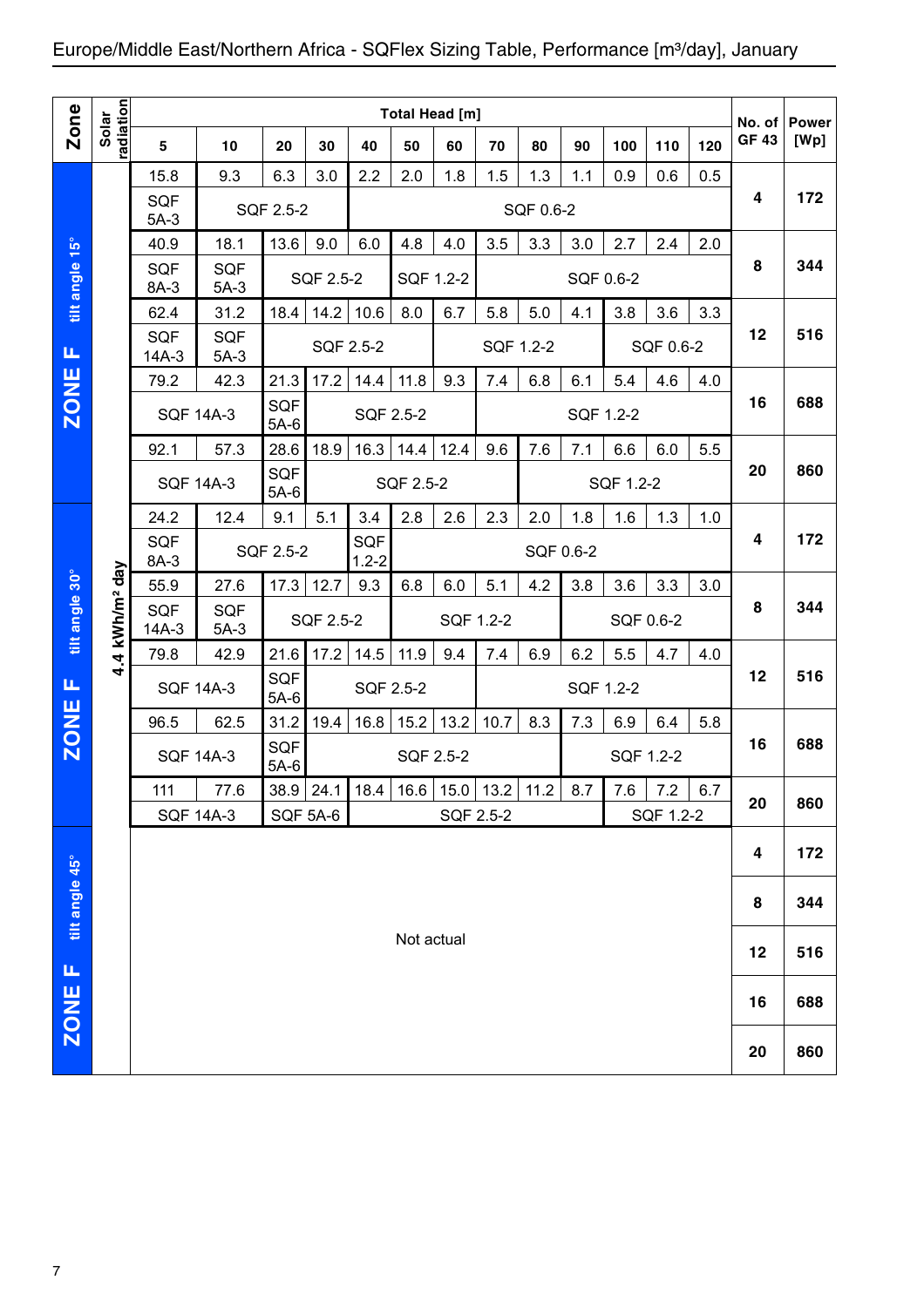## Europe/Middle East/Northern Africa - SQFlex Sizing Table, Performance [m³/day], January

| Zone | Solar radiation | 5 | 10 | 20 | 30 | 40 | 50 | 60 | 70 | 80 | 90 | 100 | 110 | 120 | No. of GF 43 | Power [Wp] |
|---|---|---|---|---|---|---|---|---|---|---|---|---|---|---|---|---|
| | | Total Head [m] | | | | | | | | | | | | | | |
| ZONE F tilt angle 15° | 4.4 kWh/m² day | 15.8 | 9.3 | 6.3 | 3.0 | 2.2 | 2.0 | 1.8 | 1.5 | 1.3 | 1.1 | 0.9 | 0.6 | 0.5 | 4 | 172 |
| | | SQF 5A-3 | SQF 2.5-2 | | | SQF 0.6-2 | | | | | | | | | | |
| | | 40.9 | 18.1 | 13.6 | 9.0 | 6.0 | 4.8 | 4.0 | 3.5 | 3.3 | 3.0 | 2.7 | 2.4 | 2.0 | 8 | 344 |
| | | SQF 8A-3 | SQF 5A-3 | SQF 2.5-2 | | | SQF 1.2-2 | | SQF 0.6-2 | | | | | | | |
| | | 62.4 | 31.2 | 18.4 | 14.2 | 10.6 | 8.0 | 6.7 | 5.8 | 5.0 | 4.1 | 3.8 | 3.6 | 3.3 | 12 | 516 |
| | | SQF 14A-3 | SQF 5A-3 | SQF 2.5-2 | | | | SQF 1.2-2 | | | | SQF 0.6-2 | | | | |
| | | 79.2 | 42.3 | 21.3 | 17.2 | 14.4 | 11.8 | 9.3 | 7.4 | 6.8 | 6.1 | 5.4 | 4.6 | 4.0 | 16 | 688 |
| | | SQF 14A-3 | | SQF 5A-6 | SQF 2.5-2 | | | | SQF 1.2-2 | | | | | | | |
| | | 92.1 | 57.3 | 28.6 | 18.9 | 16.3 | 14.4 | 12.4 | 9.6 | 7.6 | 7.1 | 6.6 | 6.0 | 5.5 | 20 | 860 |
| | | SQF 14A-3 | | SQF 5A-6 | SQF 2.5-2 | | | | | SQF 1.2-2 | | | | | | |
| ZONE F tilt angle 30° | 4.4 kWh/m² day | 24.2 | 12.4 | 9.1 | 5.1 | 3.4 | 2.8 | 2.6 | 2.3 | 2.0 | 1.8 | 1.6 | 1.3 | 1.0 | 4 | 172 |
| | | SQF 8A-3 | SQF 2.5-2 | | | SQF 1.2-2 | SQF 0.6-2 | | | | | | | | | |
| | | 55.9 | 27.6 | 17.3 | 12.7 | 9.3 | 6.8 | 6.0 | 5.1 | 4.2 | 3.8 | 3.6 | 3.3 | 3.0 | 8 | 344 |
| | | SQF 14A-3 | SQF 5A-3 | SQF 2.5-2 | | | SQF 1.2-2 | | | | SQF 0.6-2 | | | | | |
| | | 79.8 | 42.9 | 21.6 | 17.2 | 14.5 | 11.9 | 9.4 | 7.4 | 6.9 | 6.2 | 5.5 | 4.7 | 4.0 | 12 | 516 |
| | | SQF 14A-3 | | SQF 5A-6 | SQF 2.5-2 | | | | SQF 1.2-2 | | | | | | | |
| | | 96.5 | 62.5 | 31.2 | 19.4 | 16.8 | 15.2 | 13.2 | 10.7 | 8.3 | 7.3 | 6.9 | 6.4 | 5.8 | 16 | 688 |
| | | SQF 14A-3 | | SQF 5A-6 | SQF 2.5-2 | | | | | | SQF 1.2-2 | | | | | |
| | | 111 | 77.6 | 38.9 | 24.1 | 18.4 | 16.6 | 15.0 | 13.2 | 11.2 | 8.7 | 7.6 | 7.2 | 6.7 | 20 | 860 |
| | | SQF 14A-3 | | SQF 5A-6 | | SQF 2.5-2 | | | | | | SQF 1.2-2 | | | | |
| ZONE F tilt angle 45° | | Not actual | | | | | | | | | | | | | 4 | 172 |
| | | | | | | | | | | | | | | | 8 | 344 |
| | | | | | | | | | | | | | | | 12 | 516 |
| | | | | | | | | | | | | | | | 16 | 688 |
| | | | | | | | | | | | | | | | 20 | 860 |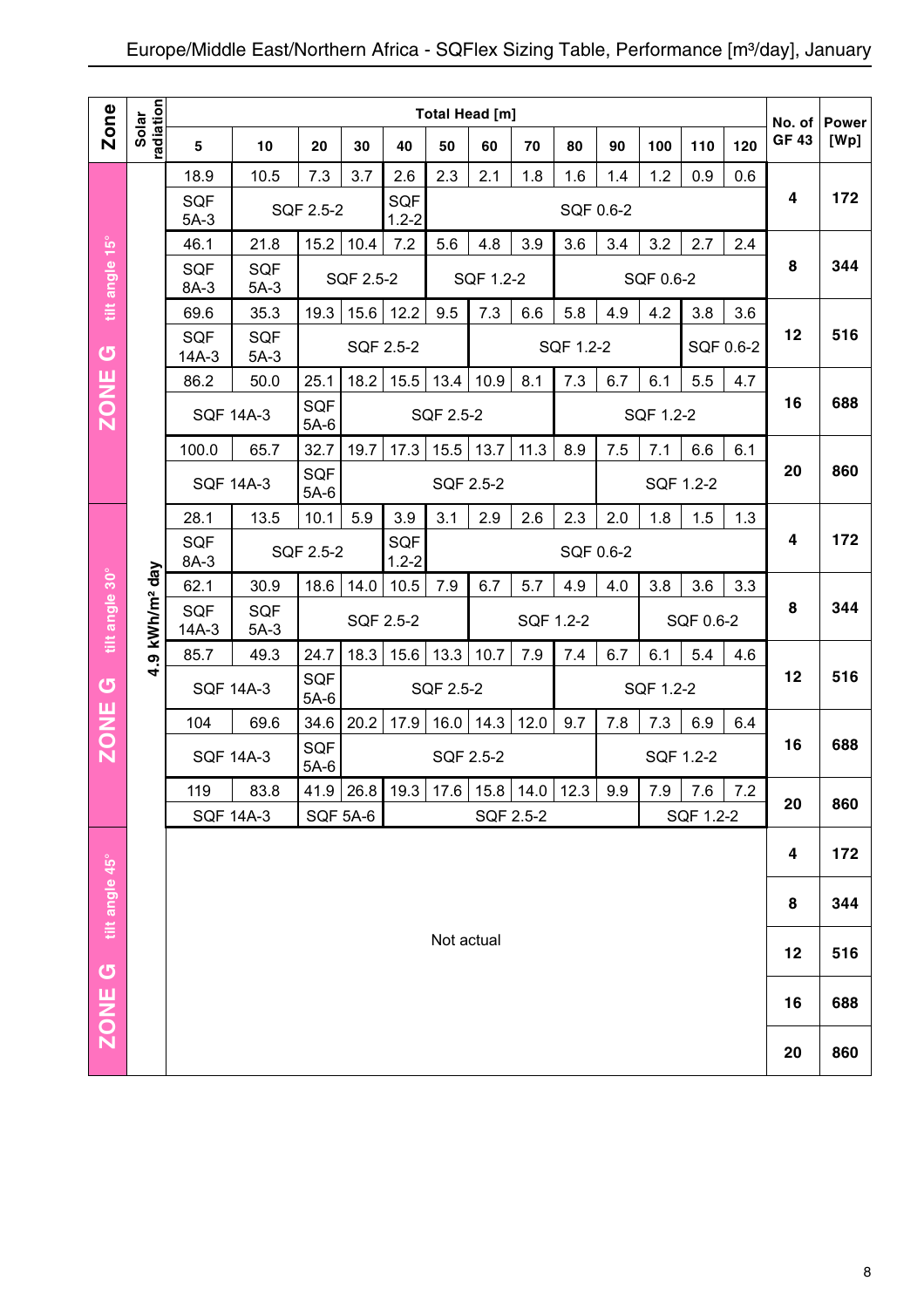# Europe/Middle East/Northern Africa - SQFlex Sizing Table, Performance [m³/day], January

| Zone | Solar radiation | 5 | 10 | 20 | 30 | 40 | 50 | 60 | 70 | 80 | 90 | 100 | 110 | 120 | No. of GF 43 | Power [Wp] |
|---|---|---|---|---|---|---|---|---|---|---|---|---|---|---|---|---|
| | | Total Head [m] | | | | | | | | | | | | | | |
| ZONE G tilt angle 15° | 4.9 kWh/m² day | 18.9 | 10.5 | 7.3 | 3.7 | 2.6 | 2.3 | 2.1 | 1.8 | 1.6 | 1.4 | 1.2 | 0.9 | 0.6 | 4 | 172 |
| | | SQF 5A-3 | SQF 2.5-2 | | | SQF 1.2-2 | SQF 0.6-2 | | | | | | | | | |
| | | 46.1 | 21.8 | 15.2 | 10.4 | 7.2 | 5.6 | 4.8 | 3.9 | 3.6 | 3.4 | 3.2 | 2.7 | 2.4 | 8 | 344 |
| | | SQF 8A-3 | SQF 5A-3 | SQF 2.5-2 | | | SQF 1.2-2 | | | SQF 0.6-2 | | | | | | |
| | | 69.6 | 35.3 | 19.3 | 15.6 | 12.2 | 9.5 | 7.3 | 6.6 | 5.8 | 4.9 | 4.2 | 3.8 | 3.6 | 12 | 516 |
| | | SQF 14A-3 | SQF 5A-3 | SQF 2.5-2 | | | | SQF 1.2-2 | | | | | SQF 0.6-2 | | | |
| | | 86.2 | 50.0 | 25.1 | 18.2 | 15.5 | 13.4 | 10.9 | 8.1 | 7.3 | 6.7 | 6.1 | 5.5 | 4.7 | 16 | 688 |
| | | SQF 14A-3 | | SQF 5A-6 | SQF 2.5-2 | | | | | SQF 1.2-2 | | | | | | |
| | | 100.0 | 65.7 | 32.7 | 19.7 | 17.3 | 15.5 | 13.7 | 11.3 | 8.9 | 7.5 | 7.1 | 6.6 | 6.1 | 20 | 860 |
| | | SQF 14A-3 | | SQF 5A-6 | SQF 2.5-2 | | | | | | SQF 1.2-2 | | | | | |
| ZONE G tilt angle 30° | 4.9 kWh/m² day | 28.1 | 13.5 | 10.1 | 5.9 | 3.9 | 3.1 | 2.9 | 2.6 | 2.3 | 2.0 | 1.8 | 1.5 | 1.3 | 4 | 172 |
| | | SQF 8A-3 | SQF 2.5-2 | | | SQF 1.2-2 | SQF 0.6-2 | | | | | | | | | |
| | | 62.1 | 30.9 | 18.6 | 14.0 | 10.5 | 7.9 | 6.7 | 5.7 | 4.9 | 4.0 | 3.8 | 3.6 | 3.3 | 8 | 344 |
| | | SQF 14A-3 | SQF 5A-3 | SQF 2.5-2 | | | | SQF 1.2-2 | | | | SQF 0.6-2 | | | | |
| | | 85.7 | 49.3 | 24.7 | 18.3 | 15.6 | 13.3 | 10.7 | 7.9 | 7.4 | 6.7 | 6.1 | 5.4 | 4.6 | 12 | 516 |
| | | SQF 14A-3 | | SQF 5A-6 | SQF 2.5-2 | | | | | SQF 1.2-2 | | | | | | |
| | | 104 | 69.6 | 34.6 | 20.2 | 17.9 | 16.0 | 14.3 | 12.0 | 9.7 | 7.8 | 7.3 | 6.9 | 6.4 | 16 | 688 |
| | | SQF 14A-3 | | SQF 5A-6 | SQF 2.5-2 | | | | | | SQF 1.2-2 | | | | | |
| | | 119 | 83.8 | 41.9 | 26.8 | 19.3 | 17.6 | 15.8 | 14.0 | 12.3 | 9.9 | 7.9 | 7.6 | 7.2 | 20 | 860 |
| | | SQF 14A-3 | | SQF 5A-6 | | SQF 2.5-2 | | | | | | SQF 1.2-2 | | | | |
| ZONE G tilt angle 45° | | Not actual | | | | | | | | | | | | | 4 | 172 |
| | | | | | | | | | | | | | | | 8 | 344 |
| | | | | | | | | | | | | | | | 12 | 516 |
| | | | | | | | | | | | | | | | 16 | 688 |
| | | | | | | | | | | | | | | | 20 | 860 |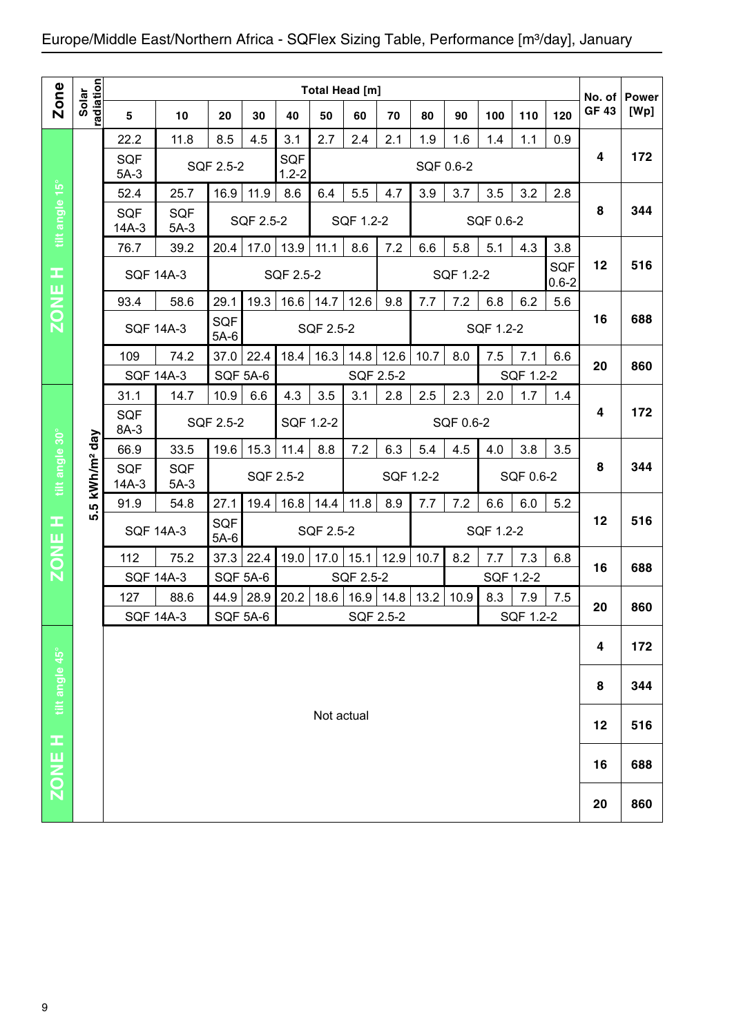## Europe/Middle East/Northern Africa - SQFlex Sizing Table, Performance [m³/day], January

| Zone | Solar radiation | 5 | 10 | 20 | 30 | 40 | 50 | 60 | 70 | 80 | 90 | 100 | 110 | 120 | No. of GF 43 | Power [Wp] |
|---|---|---|---|---|---|---|---|---|---|---|---|---|---|---|---|---|
| | | Total Head [m] | | | | | | | | | | | | | | |
| ZONE H tilt angle 15° | 5.5 kWh/m² day | 22.2 | 11.8 | 8.5 | 4.5 | 3.1 | 2.7 | 2.4 | 2.1 | 1.9 | 1.6 | 1.4 | 1.1 | 0.9 | 4 | 172 |
| | | SQF 5A-3 | SQF 2.5-2 | | | SQF 1.2-2 | SQF 0.6-2 | | | | | | | | | |
| | | 52.4 | 25.7 | 16.9 | 11.9 | 8.6 | 6.4 | 5.5 | 4.7 | 3.9 | 3.7 | 3.5 | 3.2 | 2.8 | 8 | 344 |
| | | SQF 14A-3 | SQF 5A-3 | SQF 2.5-2 | | | SQF 1.2-2 | | | SQF 0.6-2 | | | | | | |
| | | 76.7 | 39.2 | 20.4 | 17.0 | 13.9 | 11.1 | 8.6 | 7.2 | 6.6 | 5.8 | 5.1 | 4.3 | 3.8 | 12 | 516 |
| | | SQF 14A-3 | | SQF 2.5-2 | | | | | SQF 1.2-2 | | | | | SQF 0.6-2 | | |
| | | 93.4 | 58.6 | 29.1 | 19.3 | 16.6 | 14.7 | 12.6 | 9.8 | 7.7 | 7.2 | 6.8 | 6.2 | 5.6 | 16 | 688 |
| | | SQF 14A-3 | | SQF 5A-6 | SQF 2.5-2 | | | | | SQF 1.2-2 | | | | | | |
| | | 109 | 74.2 | 37.0 | 22.4 | 18.4 | 16.3 | 14.8 | 12.6 | 10.7 | 8.0 | 7.5 | 7.1 | 6.6 | 20 | 860 |
| | | SQF 14A-3 | | SQF 5A-6 | | SQF 2.5-2 | | | | | | SQF 1.2-2 | | | | |
| ZONE H tilt angle 30° | | 31.1 | 14.7 | 10.9 | 6.6 | 4.3 | 3.5 | 3.1 | 2.8 | 2.5 | 2.3 | 2.0 | 1.7 | 1.4 | 4 | 172 |
| | | SQF 8A-3 | SQF 2.5-2 | | | SQF 1.2-2 | | SQF 0.6-2 | | | | | | | | |
| | | 66.9 | 33.5 | 19.6 | 15.3 | 11.4 | 8.8 | 7.2 | 6.3 | 5.4 | 4.5 | 4.0 | 3.8 | 3.5 | 8 | 344 |
| | | SQF 14A-3 | SQF 5A-3 | SQF 2.5-2 | | | | SQF 1.2-2 | | | | SQF 0.6-2 | | | | |
| | | 91.9 | 54.8 | 27.1 | 19.4 | 16.8 | 14.4 | 11.8 | 8.9 | 7.7 | 7.2 | 6.6 | 6.0 | 5.2 | 12 | 516 |
| | | SQF 14A-3 | | SQF 5A-6 | SQF 2.5-2 | | | | | SQF 1.2-2 | | | | | | |
| | | 112 | 75.2 | 37.3 | 22.4 | 19.0 | 17.0 | 15.1 | 12.9 | 10.7 | 8.2 | 7.7 | 7.3 | 6.8 | 16 | 688 |
| | | SQF 14A-3 | | SQF 5A-6 | | SQF 2.5-2 | | | | | SQF 1.2-2 | | | | | |
| | | 127 | 88.6 | 44.9 | 28.9 | 20.2 | 18.6 | 16.9 | 14.8 | 13.2 | 10.9 | 8.3 | 7.9 | 7.5 | 20 | 860 |
| | | SQF 14A-3 | | SQF 5A-6 | | SQF 2.5-2 | | | | | | SQF 1.2-2 | | | | |
| ZONE H tilt angle 45° | | Not actual | | | | | | | | | | | | | 4 | 172 |
| | | | | | | | | | | | | | | | 8 | 344 |
| | | | | | | | | | | | | | | | 12 | 516 |
| | | | | | | | | | | | | | | | 16 | 688 |
| | | | | | | | | | | | | | | | 20 | 860 |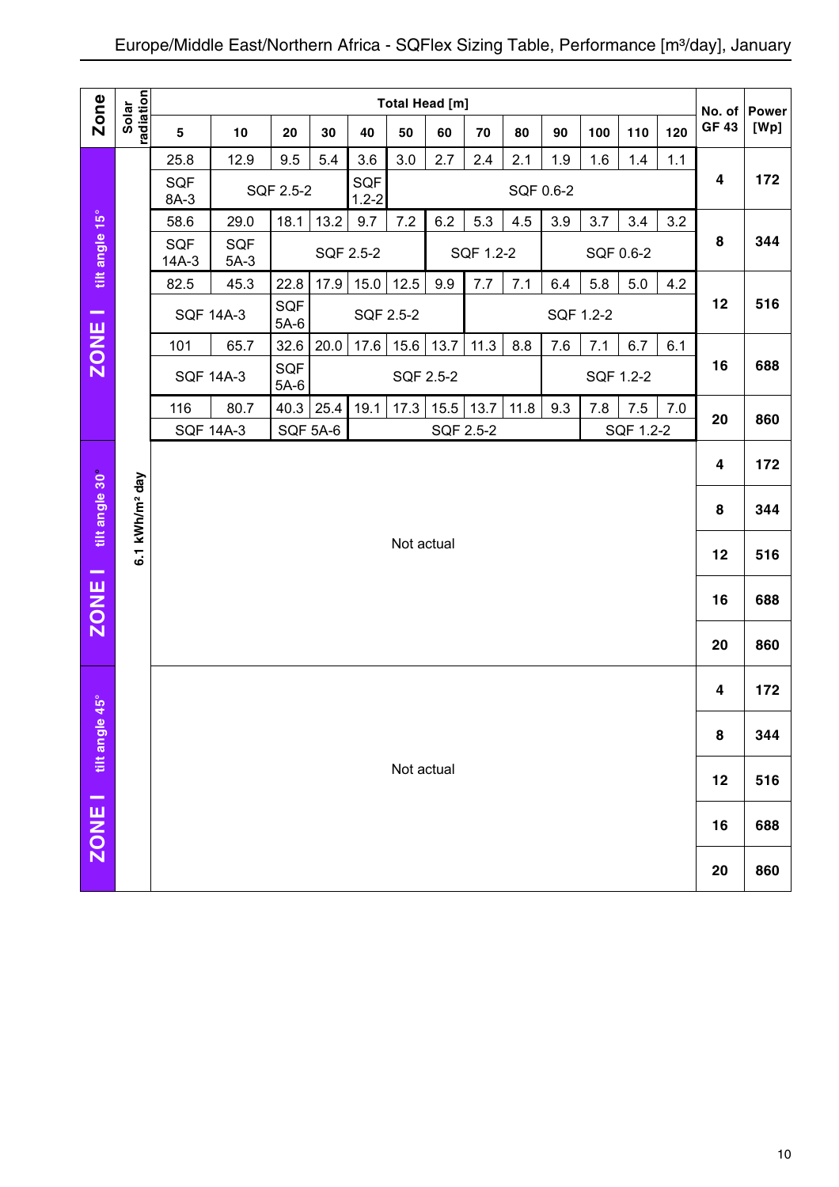# Europe/Middle East/Northern Africa - SQFlex Sizing Table, Performance [m³/day], January

| Zone | Solar radiation | Total Head [m] 5 | 10 | 20 | 30 | 40 | 50 | 60 | 70 | 80 | 90 | 100 | 110 | 120 | No. of GF 43 | Power [Wp] |
|---|---|---|---|---|---|---|---|---|---|---|---|---|---|---|---|---|
| ZONE I tilt angle 15° | 6.1 kWh/m² day | 25.8 | 12.9 | 9.5 | 5.4 | 3.6 | 3.0 | 2.7 | 2.4 | 2.1 | 1.9 | 1.6 | 1.4 | 1.1 | 4 | 172 |
| | | SQF 8A-3 | SQF 2.5-2 | | | SQF 1.2-2 | SQF 0.6-2 | | | | | | | | | |
| | | 58.6 | 29.0 | 18.1 | 13.2 | 9.7 | 7.2 | 6.2 | 5.3 | 4.5 | 3.9 | 3.7 | 3.4 | 3.2 | 8 | 344 |
| | | SQF 14A-3 | SQF 5A-3 | SQF 2.5-2 | | | | SQF 1.2-2 | | | SQF 0.6-2 | | | | | |
| | | 82.5 | 45.3 | 22.8 | 17.9 | 15.0 | 12.5 | 9.9 | 7.7 | 7.1 | 6.4 | 5.8 | 5.0 | 4.2 | 12 | 516 |
| | | SQF 14A-3 | | SQF 5A-6 | SQF 2.5-2 | | | | SQF 1.2-2 | | | | | | | |
| | | 101 | 65.7 | 32.6 | 20.0 | 17.6 | 15.6 | 13.7 | 11.3 | 8.8 | 7.6 | 7.1 | 6.7 | 6.1 | 16 | 688 |
| | | SQF 14A-3 | | SQF 5A-6 | SQF 2.5-2 | | | | | | SQF 1.2-2 | | | | | |
| | | 116 | 80.7 | 40.3 | 25.4 | 19.1 | 17.3 | 15.5 | 13.7 | 11.8 | 9.3 | 7.8 | 7.5 | 7.0 | 20 | 860 |
| | | SQF 14A-3 | | SQF 5A-6 | | SQF 2.5-2 | | | | | | SQF 1.2-2 | | | | |
| ZONE I tilt angle 30° | | Not actual | | | | | | | | | | | | | 4 | 172 |
| | | | | | | | | | | | | | | | 8 | 344 |
| | | | | | | | | | | | | | | | 12 | 516 |
| | | | | | | | | | | | | | | | 16 | 688 |
| | | | | | | | | | | | | | | | 20 | 860 |
| ZONE I tilt angle 45° | | Not actual | | | | | | | | | | | | | 4 | 172 |
| | | | | | | | | | | | | | | | 8 | 344 |
| | | | | | | | | | | | | | | | 12 | 516 |
| | | | | | | | | | | | | | | | 16 | 688 |
| | | | | | | | | | | | | | | | 20 | 860 |